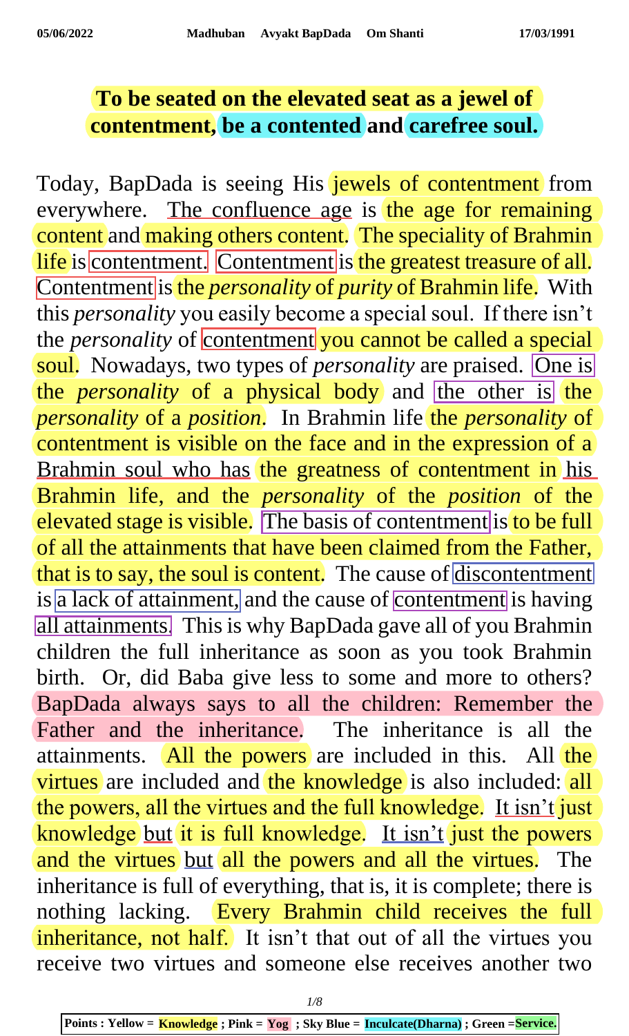# To be seated on the elevated seat as a jewel of contentment, be a contented and carefree soul.

Today, BapDada is seeing His jewels of contentment from everywhere. The confluence age is the age for remaining content and making others content. The speciality of Brahmin life is contentment. Contentment is the greatest treasure of all. Contentment is the *personality* of *purity* of Brahmin life. With this *personality* you easily become a special soul. If there isn't the *personality* of contentment you cannot be called a special soul. Nowadays, two types of *personality* are praised. One is the *personality* of a physical body and the other is the *personality* of a *position*. In Brahmin life the *personality* of contentment is visible on the face and in the expression of a Brahmin soul who has the greatness of contentment in his Brahmin life, and the *personality* of the *position* of the elevated stage is visible. The basis of contentment is to be full of all the attainments that have been claimed from the Father, that is to say, the soul is content. The cause of discontentment is a lack of attainment, and the cause of contentment is having all attainments. This is why BapDada gave all of you Brahmin children the full inheritance as soon as you took Brahmin birth. Or, did Baba give less to some and more to others? BapDada always says to all the children: Remember the Father and the inheritance. The inheritance is all the attainments. All the powers are included in this. All the virtues are included and the knowledge is also included: all the powers, all the virtues and the full knowledge. It isn't just knowledge but it is full knowledge. It isn't just the powers and the virtues but all the powers and all the virtues. The inheritance is full of everything, that is, it is complete; there is nothing lacking. Every Brahmin child receives the full inheritance, not half. It isn't that out of all the virtues you receive two virtues and someone else receives another two

Points : Yellow = Knowledge ; Pink = Yog ; Sky Blue = Inculcate(Dharna) ; Green =Service.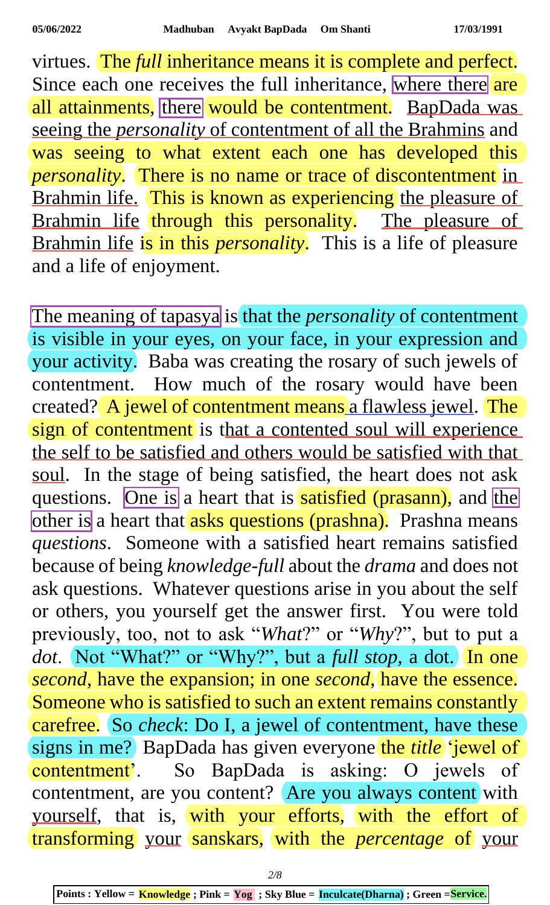virtues. The *full* inheritance means it is complete and perfect. Since each one receives the full inheritance, where there are all attainments, there would be contentment. BapDada was seeing the *personality* of contentment of all the Brahmins and was seeing to what extent each one has developed this *personality*. There is no name or trace of discontentment in Brahmin life. This is known as experiencing the pleasure of Brahmin life through this personality. The pleasure of Brahmin life is in this *personality*. This is a life of pleasure and a life of enjoyment.

The meaning of tapasya is that the *personality* of contentment is visible in your eyes, on your face, in your expression and your activity. Baba was creating the rosary of such jewels of contentment. How much of the rosary would have been created? A jewel of contentment means a flawless jewel. The sign of contentment is that a contented soul will experience the self to be satisfied and others would be satisfied with that soul. In the stage of being satisfied, the heart does not ask questions. One is a heart that is satisfied (prasann), and the other is a heart that asks questions (prashna). Prashna means *questions*. Someone with a satisfied heart remains satisfied because of being *knowledge-full* about the *drama* and does not ask questions. Whatever questions arise in you about the self or others, you yourself get the answer first. You were told previously, too, not to ask "*What*?" or "*Why*?", but to put a *dot*. Not "What?" or "Why?", but a *full stop,* a dot. In one *second,* have the expansion; in one *second*, have the essence. Someone who is satisfied to such an extent remains constantly carefree. So *check*: Do I, a jewel of contentment, have these signs in me? BapDada has given everyone the *title* 'jewel of contentment'. So BapDada is asking: O jewels of contentment, are you content? Are you always content with yourself, that is, with your efforts, with the effort of transforming your sanskars, with the *percentage* of your

Points : Yellow = Knowledge ; Pink = Yog ; Sky Blue = Inculcate(Dharna) ; Green =Service.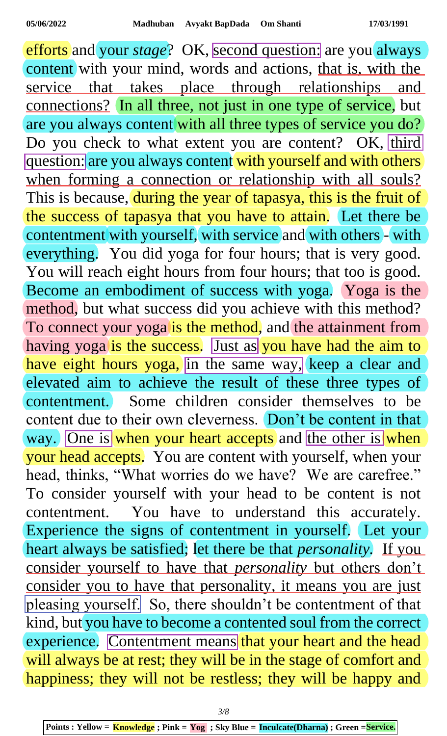efforts and your *stage*? OK, second question: are you always content with your mind, words and actions, that is, with the service that takes place through relationships and connections? In all three, not just in one type of service, but are you always content with all three types of service you do? Do you check to what extent you are content? OK, third question: are you always content with yourself and with others when forming a connection or relationship with all souls? This is because, during the year of tapasya, this is the fruit of the success of tapasya that you have to attain. Let there be contentment with yourself, with service and with others - with everything. You did yoga for four hours; that is very good. You will reach eight hours from four hours; that too is good. Become an embodiment of success with yoga. Yoga is the method, but what success did you achieve with this method? To connect your yoga is the method, and the attainment from having yoga is the success. Just as you have had the aim to have eight hours yoga, in the same way, keep a clear and elevated aim to achieve the result of these three types of contentment. Some children consider themselves to be content due to their own cleverness. Don't be content in that way. One is when your heart accepts and the other is when your head accepts. You are content with yourself, when your head, thinks, "What worries do we have? We are carefree." To consider yourself with your head to be content is not contentment. You have to understand this accurately. Experience the signs of contentment in yourself. Let your heart always be satisfied; let there be that *personality*. If you consider yourself to have that *personality* but others don't consider you to have that personality, it means you are just pleasing yourself. So, there shouldn't be contentment of that kind, but you have to become a contented soul from the correct experience. Contentment means that your heart and the head will always be at rest; they will be in the stage of comfort and happiness; they will not be restless; they will be happy and

**Points : Yellow = Knowledge ; Pink = Yog ; Sky Blue = Inculcate(Dharna) ; Green = Service.**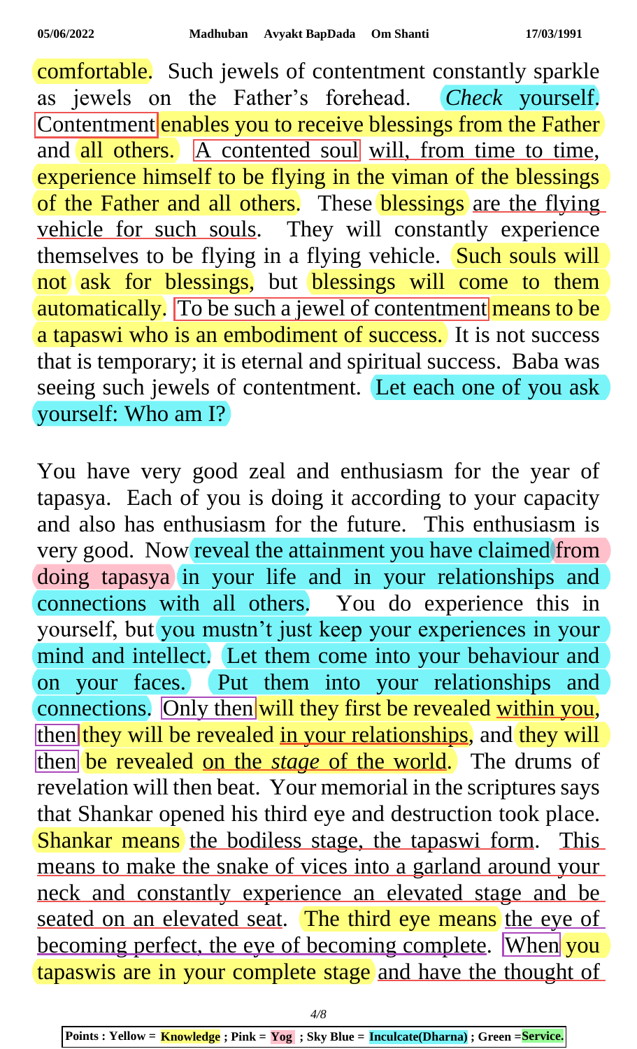comfortable. Such jewels of contentment constantly sparkle as jewels on the Father's forehead. *Check* yourself. Contentment enables you to receive blessings from the Father and all others. A contented soul will, from time to time, experience himself to be flying in the viman of the blessings of the Father and all others. These blessings are the flying vehicle for such souls. They will constantly experience themselves to be flying in a flying vehicle. Such souls will not ask for blessings, but blessings will come to them automatically. To be such a jewel of contentment means to be a tapaswi who is an embodiment of success. It is not success that is temporary; it is eternal and spiritual success. Baba was seeing such jewels of contentment. Let each one of you ask yourself: Who am I?

You have very good zeal and enthusiasm for the year of tapasya. Each of you is doing it according to your capacity and also has enthusiasm for the future. This enthusiasm is very good. Now reveal the attainment you have claimed from doing tapasya in your life and in your relationships and connections with all others. You do experience this in yourself, but you mustn't just keep your experiences in your mind and intellect. Let them come into your behaviour and on your faces. Put them into your relationships and connections. Only then will they first be revealed within you, then they will be revealed in your relationships, and they will then be revealed on the *stage* of the world. The drums of revelation will then beat. Your memorial in the scriptures says that Shankar opened his third eye and destruction took place. Shankar means the bodiless stage, the tapaswi form. This means to make the snake of vices into a garland around your neck and constantly experience an elevated stage and be seated on an elevated seat. The third eye means the eye of becoming perfect, the eye of becoming complete. When you tapaswis are in your complete stage and have the thought of

Points : Yellow = **Knowledge** ; Pink = **Yog** ; Sky Blue = **Inculcate(Dharna)** ; Green =**Service.**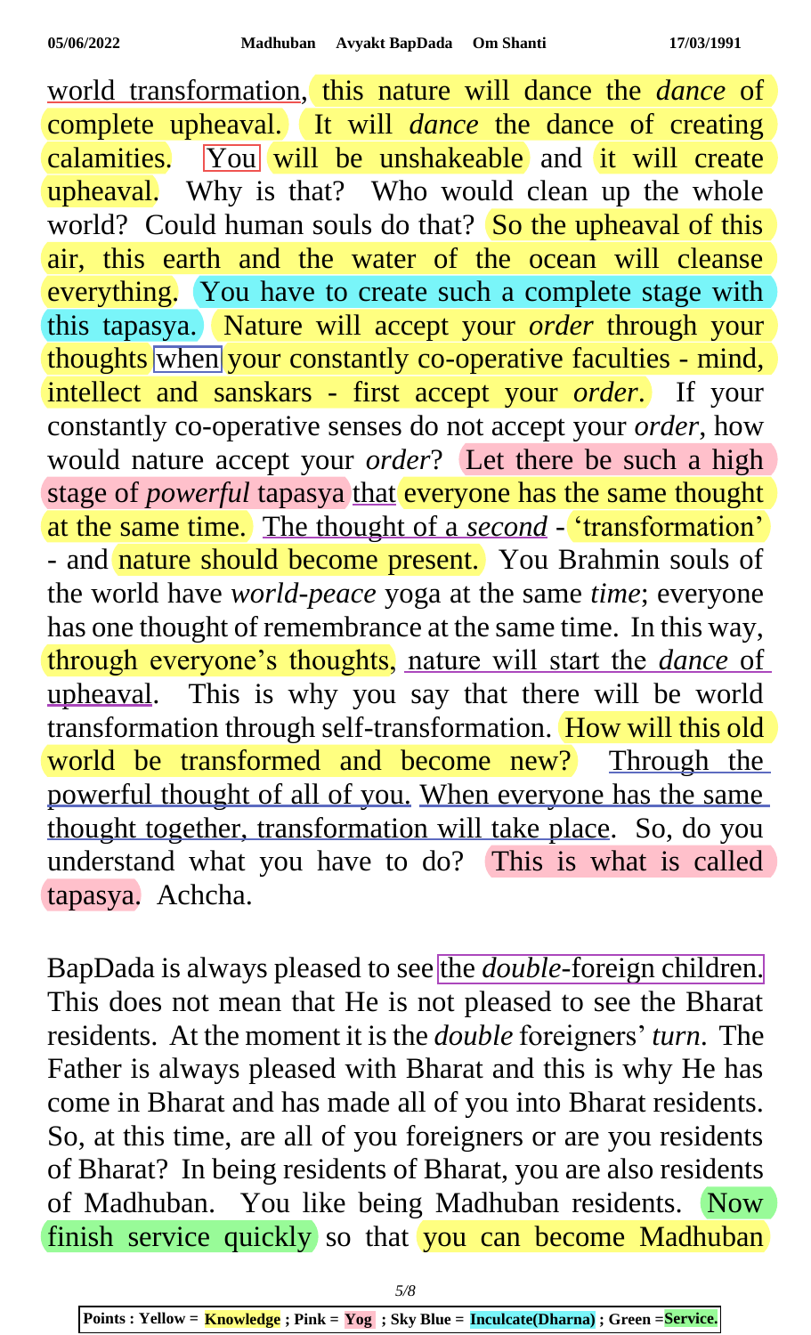world transformation, this nature will dance the *dance* of complete upheaval. It will *dance* the dance of creating calamities. You will be unshakeable and it will create upheaval. Why is that? Who would clean up the whole world? Could human souls do that? So the upheaval of this air, this earth and the water of the ocean will cleanse everything. You have to create such a complete stage with this tapasya. Nature will accept your *order* through your thoughts when your constantly co-operative faculties - mind, intellect and sanskars - first accept your *order*. If your constantly co-operative senses do not accept your *order*, how would nature accept your *order*? Let there be such a high stage of *powerful* tapasya that everyone has the same thought at the same time. The thought of a *second* - 'transformation' - and nature should become present. You Brahmin souls of the world have *world-peace* yoga at the same *time*; everyone has one thought of remembrance at the same time. In this way, through everyone's thoughts, nature will start the *dance* of upheaval. This is why you say that there will be world transformation through self-transformation. How will this old world be transformed and become new? Through the powerful thought of all of you. When everyone has the same thought together, transformation will take place. So, do you understand what you have to do? This is called tapasya. Achcha.

BapDada is always pleased to see the *double*-foreign children. This does not mean that He is not pleased to see the Bharat residents. At the moment it is the *double* foreigners' *turn*. The Father is always pleased with Bharat and this is why He has come in Bharat and has made all of you into Bharat residents. So, at this time, are all of you foreigners or are you residents of Bharat? In being residents of Bharat, you are also residents of Madhuban. You like being Madhuban residents. Now finish service quickly so that you can become Madhuban

**Points : Yellow = Knowledge ; Pink = Yog ; Sky Blue = Inculcate(Dharna) ; Green = Service.**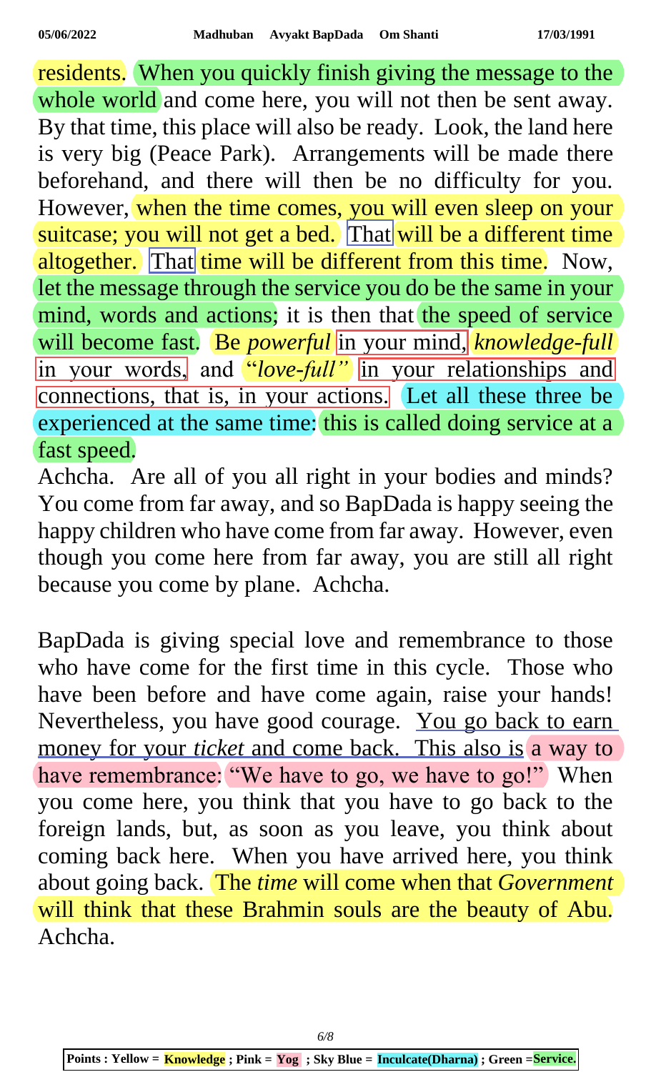residents. When you quickly finish giving the message to the whole world and come here, you will not then be sent away. By that time, this place will also be ready. Look, the land here is very big (Peace Park). Arrangements will be made there beforehand, and there will then be no difficulty for you. However, when the time comes, you will even sleep on your suitcase; you will not get a bed. That will be a different time altogether. That time will be different from this time. Now, let the message through the service you do be the same in your mind, words and actions; it is then that the speed of service will become fast. Be *powerful* in your mind, *knowledge-full* in your words, and "*love-full"* in your relationships and connections, that is, in your actions. Let all these three be experienced at the same time: this is called doing service at a fast speed.

Achcha. Are all of you all right in your bodies and minds? You come from far away, and so BapDada is happy seeing the happy children who have come from far away. However, even though you come here from far away, you are still all right because you come by plane. Achcha.

BapDada is giving special love and remembrance to those who have come for the first time in this cycle. Those who have been before and have come again, raise your hands! Nevertheless, you have good courage. You go back to earn money for your *ticket* and come back. This also is a way to have remembrance: "We have to go, we have to go!" When you come here, you think that you have to go back to the foreign lands, but, as soon as you leave, you think about coming back here. When you have arrived here, you think about going back. The *time* will come when that *Government* will think that these Brahmin souls are the beauty of Abu. Achcha.

**Points : Yellow = Knowledge ; Pink = Yog ; Sky Blue = Inculcate(Dharna) ; Green = Service.**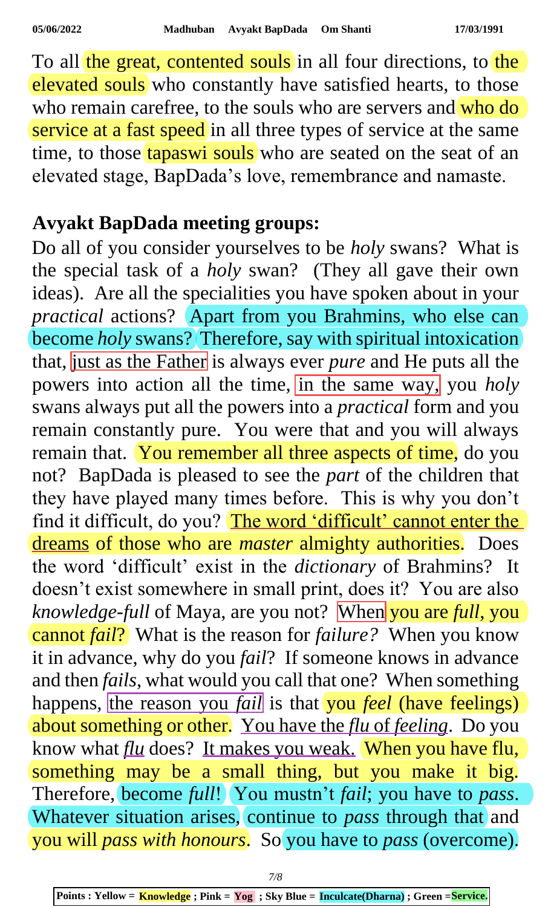To all the great, contented souls in all four directions, to the elevated souls who constantly have satisfied hearts, to those who remain carefree, to the souls who are servers and who do service at a fast speed in all three types of service at the same time, to those tapaswi souls who are seated on the seat of an elevated stage, BapDada's love, remembrance and namaste.

**Avyakt BapDada meeting groups:**

Do all of you consider yourselves to be *holy* swans? What is the special task of a *holy* swan? (They all gave their own ideas). Are all the specialities you have spoken about in your *practical* actions? Apart from you Brahmins, who else can become *holy* swans? Therefore, say with spiritual intoxication that, just as the Father is always ever *pure* and He puts all the powers into action all the time, in the same way, you *holy* swans always put all the powers into a *practical* form and you remain constantly pure. You were that and you will always remain that. You remember all three aspects of time, do you not? BapDada is pleased to see the *part* of the children that they have played many times before. This is why you don't find it difficult, do you? The word 'difficult' cannot enter the dreams of those who are *master* almighty authorities. Does the word 'difficult' exist in the *dictionary* of Brahmins? It doesn't exist somewhere in small print, does it? You are also *knowledge-full* of Maya, are you not? When you are *full*, you cannot *fail*? What is the reason for *failure?* When you know it in advance, why do you *fail*? If someone knows in advance and then *fails*, what would you call that one? When something happens, the reason you *fail* is that you *feel* (have feelings) about something or other. You have the *flu* of *feeling*. Do you know what *flu* does? It makes you weak. When you have flu, something may be a small thing, but you make it big. Therefore, become *full*! You mustn't *fail*; you have to *pass*. Whatever situation arises, continue to *pass* through that and you will *pass with honours*. So you have to *pass* (overcome).

Points : Yellow = Knowledge ; Pink = Yog ; Sky Blue = Inculcate(Dharna) ; Green =Service.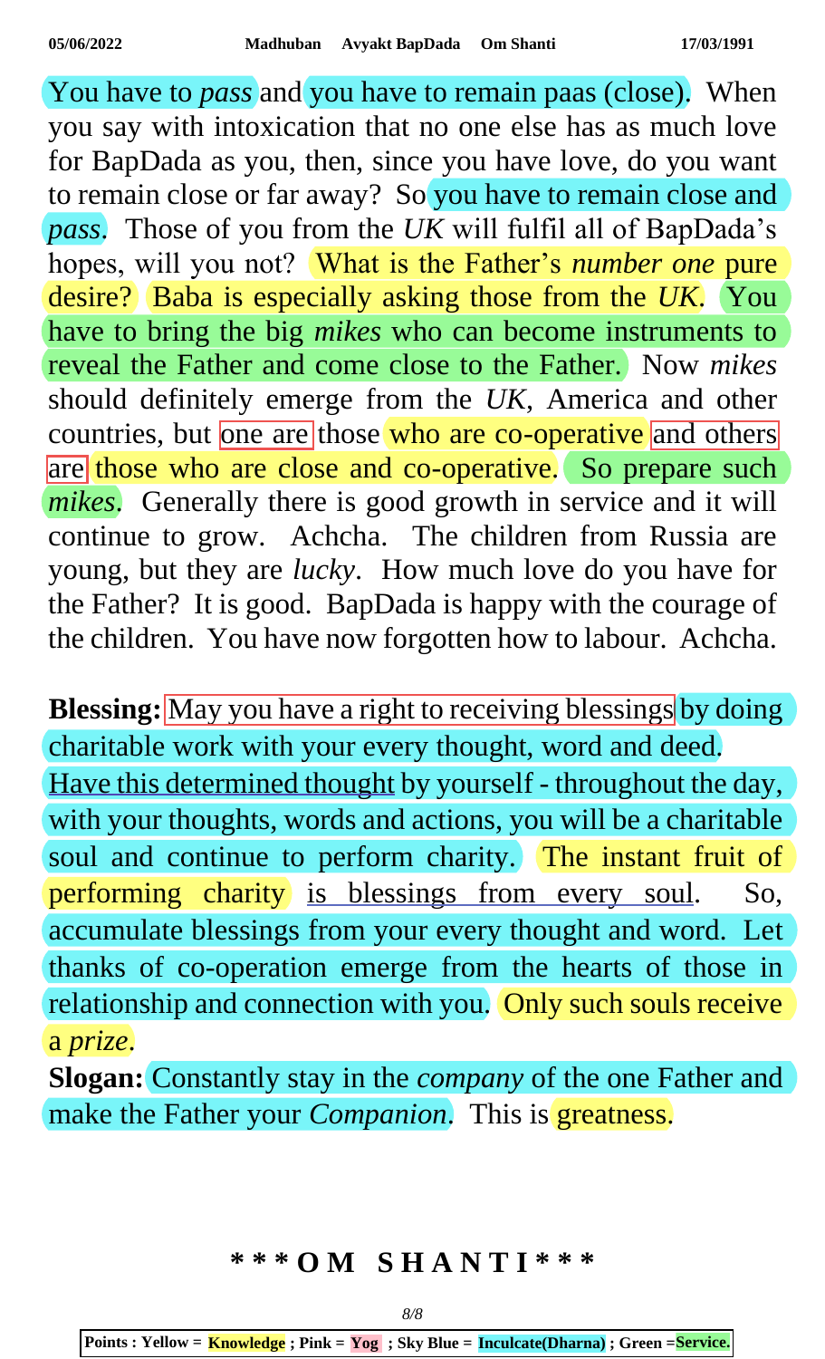You have to *pass* and you have to remain paas (close). When you say with intoxication that no one else has as much love for BapDada as you, then, since you have love, do you want to remain close or far away? So you have to remain close and *pass*. Those of you from the *UK* will fulfil all of BapDada's hopes, will you not? What is the Father's *number one* pure desire? Baba is especially asking those from the *UK*. You have to bring the big *mikes* who can become instruments to reveal the Father and come close to the Father. Now *mikes* should definitely emerge from the *UK*, America and other countries, but one are those who are co-operative and others are those who are close and co-operative. So prepare such *mikes*. Generally there is good growth in service and it will continue to grow. Achcha. The children from Russia are young, but they are *lucky*. How much love do you have for the Father? It is good. BapDada is happy with the courage of the children. You have now forgotten how to labour. Achcha.

**Blessing:** May you have a right to receiving blessings by doing charitable work with your every thought, word and deed.

Have this determined thought by yourself - throughout the day, with your thoughts, words and actions, you will be a charitable soul and continue to perform charity. The instant fruit of performing charity is blessings from every soul. So, accumulate blessings from your every thought and word. Let thanks of co-operation emerge from the hearts of those in relationship and connection with you. Only such souls receive a *prize*.

**Slogan:** Constantly stay in the *company* of the one Father and make the Father your *Companion*. This is greatness.

**\* \* \* O M S H A N T I \* \* \***

Points : Yellow = Knowledge ; Pink = Yog ; Sky Blue = Inculcate(Dharna) ; Green = Service.